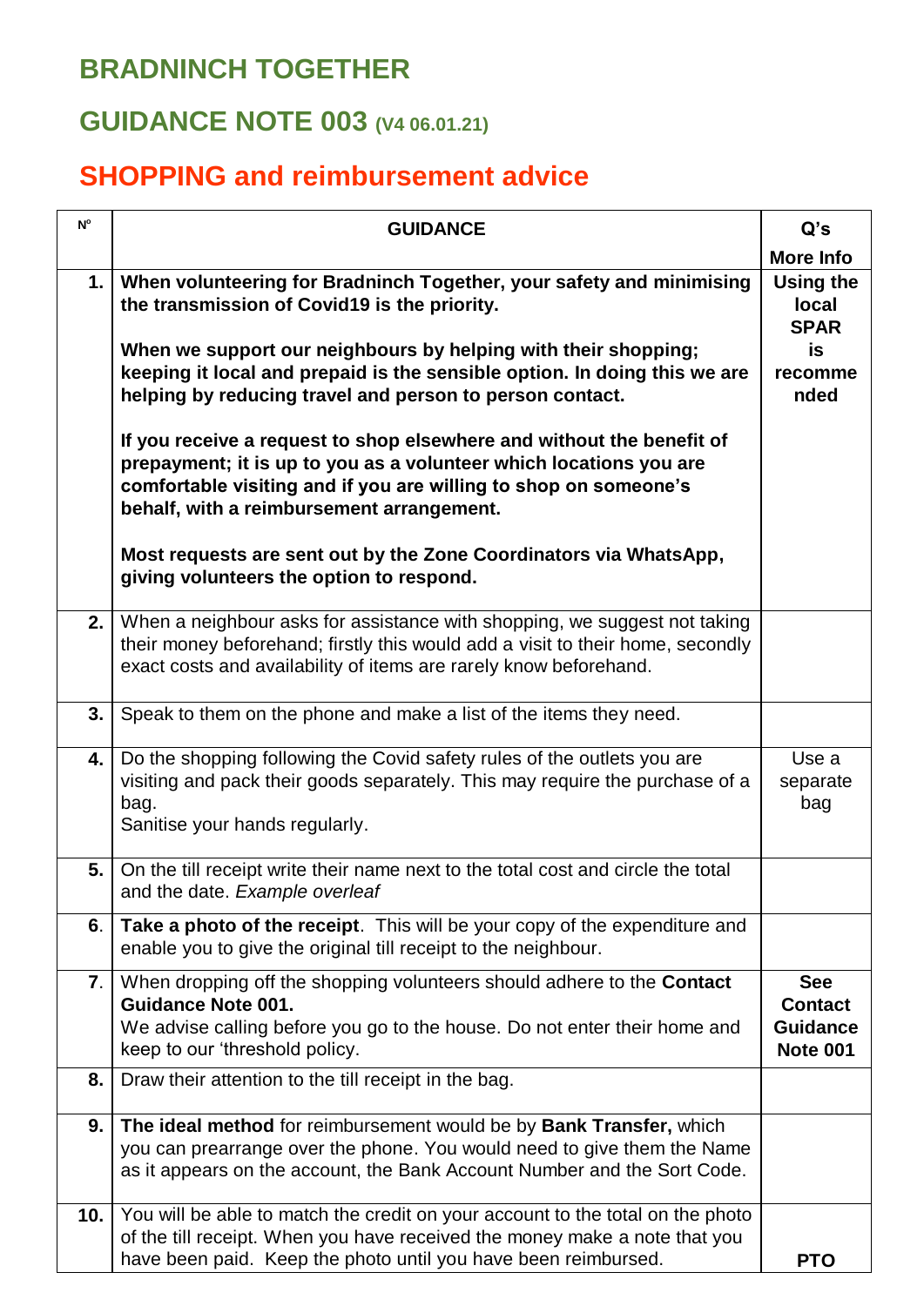# BRADNINCH TOGETHER

## GUIDANCE NOTE 003 (V4 06.01.21)

## SHOPPING and reimbursement advice

| Nº | GUIDANCE | Q's More Info |
|---|---|---|
| 1. | **When volunteering for Bradninch Together, your safety and minimising the transmission of Covid19 is the priority.**<br><br>**When we support our neighbours by helping with their shopping; keeping it local and prepaid is the sensible option. In doing this we are helping by reducing travel and person to person contact.**<br><br>**If you receive a request to shop elsewhere and without the benefit of prepayment; it is up to you as a volunteer which locations you are comfortable visiting and if you are willing to shop on someone's behalf, with a reimbursement arrangement.**<br><br>**Most requests are sent out by the Zone Coordinators via WhatsApp, giving volunteers the option to respond.** | **Using the local SPAR is recommended** |
| 2. | When a neighbour asks for assistance with shopping, we suggest not taking their money beforehand; firstly this would add a visit to their home, secondly exact costs and availability of items are rarely know beforehand. | |
| 3. | Speak to them on the phone and make a list of the items they need. | |
| 4. | Do the shopping following the Covid safety rules of the outlets you are visiting and pack their goods separately. This may require the purchase of a bag.<br>Sanitise your hands regularly. | Use a separate bag |
| 5. | On the till receipt write their name next to the total cost and circle the total and the date. *Example overleaf* | |
| 6. | **Take a photo of the receipt**. This will be your copy of the expenditure and enable you to give the original till receipt to the neighbour. | |
| 7. | When dropping off the shopping volunteers should adhere to the **Contact Guidance Note 001.**<br>We advise calling before you go to the house. Do not enter their home and keep to our 'threshold policy. | **See Contact Guidance Note 001** |
| 8. | Draw their attention to the till receipt in the bag. | |
| 9. | **The ideal method** for reimbursement would be by **Bank Transfer,** which you can prearrange over the phone. You would need to give them the Name as it appears on the account, the Bank Account Number and the Sort Code. | |
| 10. | You will be able to match the credit on your account to the total on the photo of the till receipt. When you have received the money make a note that you have been paid. Keep the photo until you have been reimbursed. | **PTO** |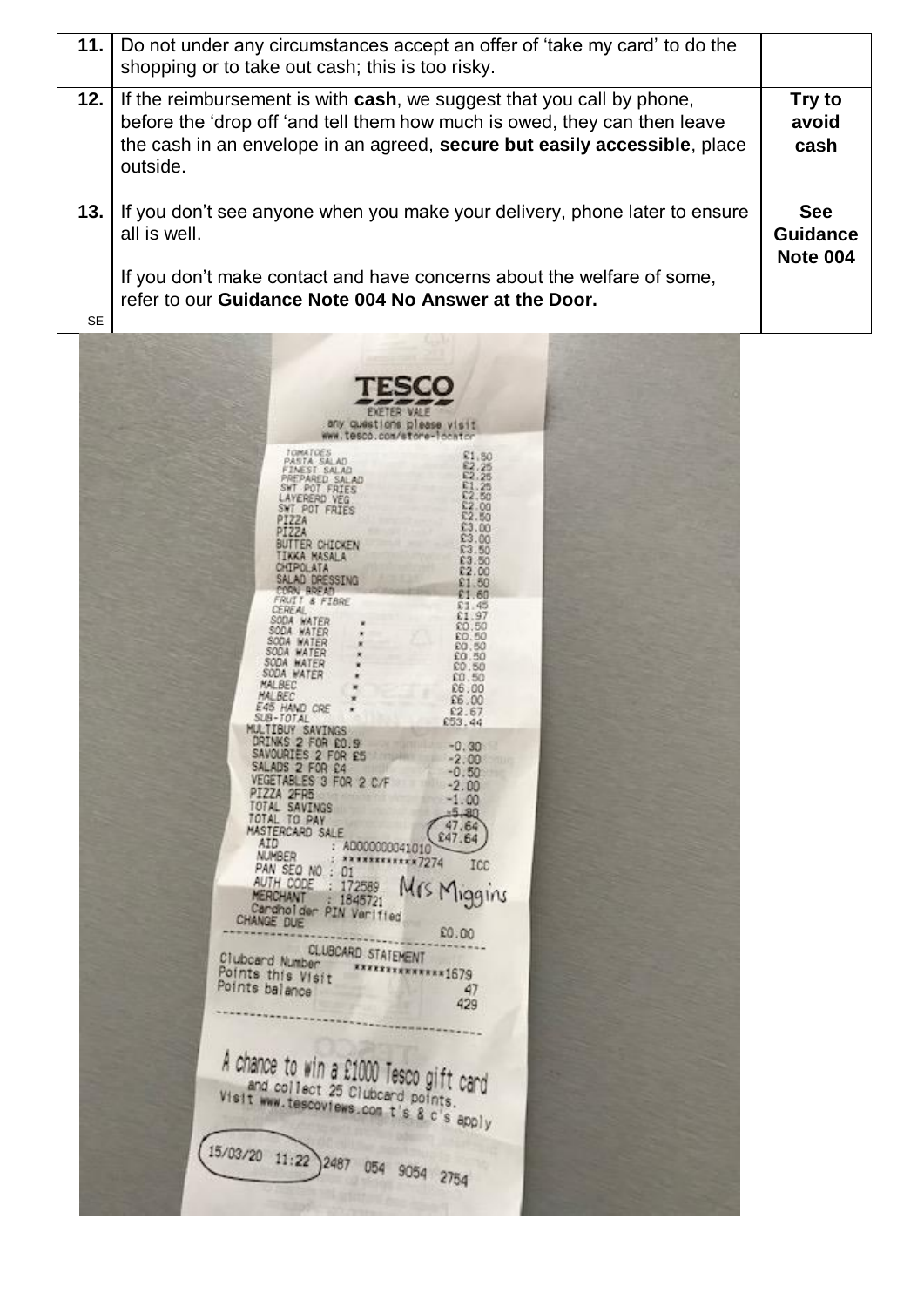| | | |
|---|---|---|
| **11.** | Do not under any circumstances accept an offer of 'take my card' to do the shopping or to take out cash; this is too risky. | |
| **12.** | If the reimbursement is with **cash**, we suggest that you call by phone, before the 'drop off 'and tell them how much is owed, they can then leave the cash in an envelope in an agreed, **secure but easily accessible**, place outside. | **Try to avoid cash** |
| **13.** SE | If you don't see anyone when you make your delivery, phone later to ensure all is well. If you don't make contact and have concerns about the welfare of some, refer to our **Guidance Note 004 No Answer at the Door.** | **See Guidance Note 004** |

TESCO
EXETER VALE
any questions please visit
www.tesco.com/store-locator

| | | |
|---|---|---|
| TOMATOES | | £1.50 |
| PASTA SALAD | | £2.25 |
| FINEST SALAD | | £2.25 |
| PREPARED SALAD | | £1.25 |
| SWT POT FRIES | | £2.50 |
| LAYERERD VEG | | £2.00 |
| SWT POT FRIES | | £2.50 |
| PIZZA | | £3.00 |
| PIZZA | | £3.00 |
| BUTTER CHICKEN | | £3.50 |
| TIKKA MASALA | | £3.50 |
| CHIPOLATA | | £2.00 |
| SALAD DRESSING | | £1.50 |
| CORN BREAD | | £1.60 |
| FRUIT & FIBRE CEREAL | | £1.45 |
| | | £1.97 |
| SODA WATER | * | £0.50 |
| SODA WATER | * | £0.50 |
| SODA WATER | * | £0.50 |
| SODA WATER | * | £0.50 |
| SODA WATER | * | £0.50 |
| SODA WATER | * | £0.50 |
| MALBEC | * | £6.00 |
| MALBEC | * | £6.00 |
| E45 HAND CRE | * | £2.67 |
| SUB-TOTAL | | £53.44 |
| MULTIBUY SAVINGS | | |
| DRINKS 2 FOR £0.9 | | -0.30 |
| SAVOURIES 2 FOR £5 | | -2.00 |
| SALADS 2 FOR £4 | | -0.50 |
| VEGETABLES 3 FOR 2 C/F | | -2.00 |
| PIZZA 2FR5 | | -1.00 |
| TOTAL SAVINGS | | -5.80 |
| TOTAL TO PAY | | 47.64 |
| MASTERCARD SALE | | £47.64 |

AID : A0000000041010
NUMBER : ************7274 ICC
PAN SEQ NO : 01
AUTH CODE : 172589 Mrs Miggins
MERCHANT : 1845721
Cardholder PIN Verified
CHANGE DUE £0.00

CLUBCARD STATEMENT
Clubcard Number **************1679
Points this Visit 47
Points balance 429

A chance to win a £1000 Tesco gift card
and collect 25 Clubcard points.
Visit www.tescoviews.com t's & c's apply

15/03/20 11:22 2487 054 9054 2754